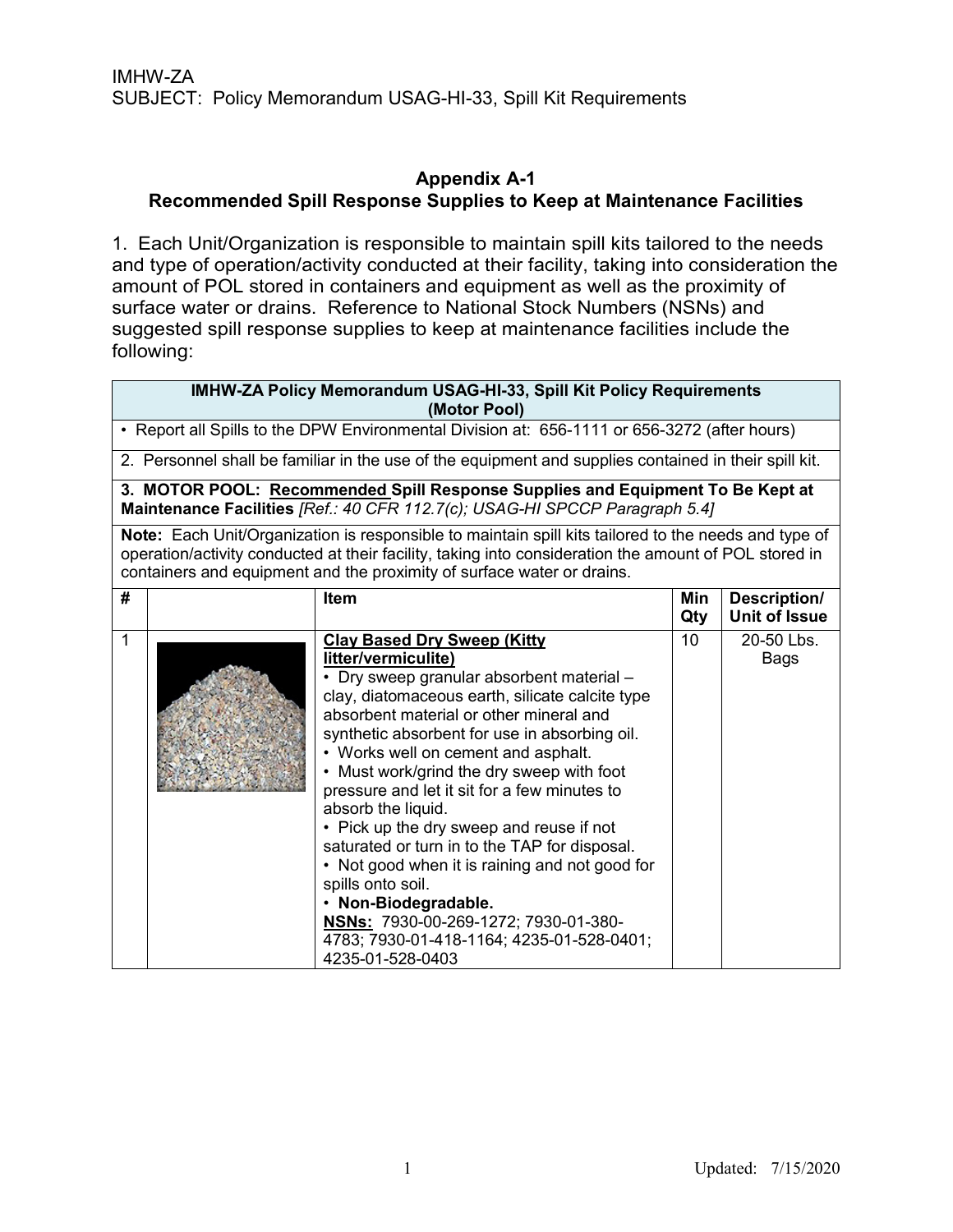IMHW-ZA
SUBJECT: Policy Memorandum USAG-HI-33, Spill Kit Requirements

## Appendix A-1
## Recommended Spill Response Supplies to Keep at Maintenance Facilities

1. Each Unit/Organization is responsible to maintain spill kits tailored to the needs and type of operation/activity conducted at their facility, taking into consideration the amount of POL stored in containers and equipment as well as the proximity of surface water or drains. Reference to National Stock Numbers (NSNs) and suggested spill response supplies to keep at maintenance facilities include the following:

| **IMHW-ZA Policy Memorandum USAG-HI-33, Spill Kit Policy Requirements (Motor Pool)** | | | | |
|---|---|---|---|---|
| • Report all Spills to the DPW Environmental Division at: 656-1111 or 656-3272 (after hours) | | | | |
| 2. Personnel shall be familiar in the use of the equipment and supplies contained in their spill kit. | | | | |
| **3. MOTOR POOL: Recommended Spill Response Supplies and Equipment To Be Kept at Maintenance Facilities** *[Ref.: 40 CFR 112.7(c); USAG-HI SPCCP Paragraph 5.4]* | | | | |
| **Note:** Each Unit/Organization is responsible to maintain spill kits tailored to the needs and type of operation/activity conducted at their facility, taking into consideration the amount of POL stored in containers and equipment and the proximity of surface water or drains. | | | | |
| **#** | | **Item** | **Min Qty** | **Description/ Unit of Issue** |
| 1 | | **Clay Based Dry Sweep (Kitty litter/vermiculite)**<br>• Dry sweep granular absorbent material – clay, diatomaceous earth, silicate calcite type absorbent material or other mineral and synthetic absorbent for use in absorbing oil.<br>• Works well on cement and asphalt.<br>• Must work/grind the dry sweep with foot pressure and let it sit for a few minutes to absorb the liquid.<br>• Pick up the dry sweep and reuse if not saturated or turn in to the TAP for disposal.<br>• Not good when it is raining and not good for spills onto soil.<br>• **Non-Biodegradable.**<br>**NSNs:** 7930-00-269-1272; 7930-01-380-4783; 7930-01-418-1164; 4235-01-528-0401; 4235-01-528-0403 | 10 | 20-50 Lbs. Bags |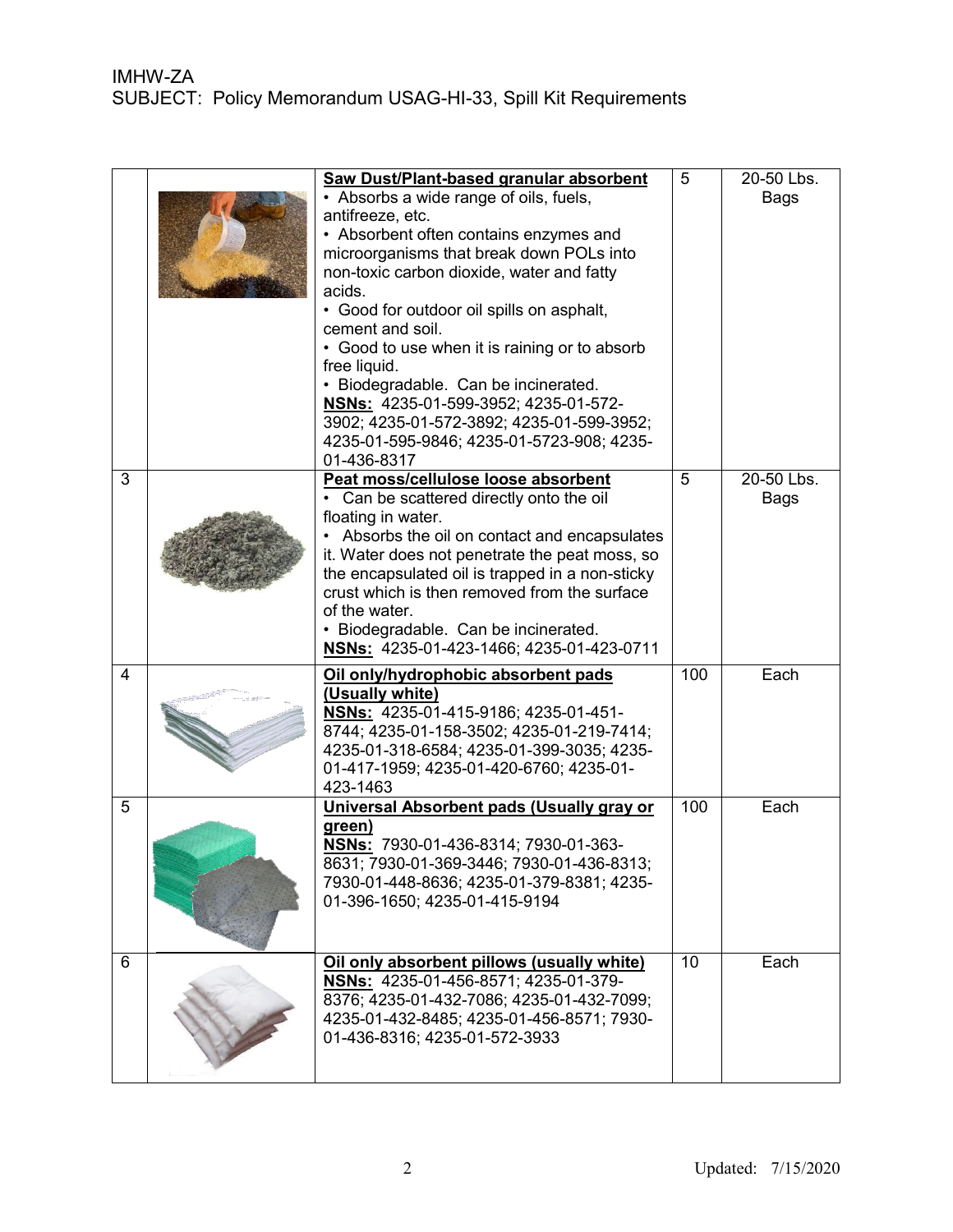| | | | | |
|---|---|---|---|---|
| | | **Saw Dust/Plant-based granular absorbent**<br>• Absorbs a wide range of oils, fuels, antifreeze, etc.<br>• Absorbent often contains enzymes and microorganisms that break down POLs into non-toxic carbon dioxide, water and fatty acids.<br>• Good for outdoor oil spills on asphalt, cement and soil.<br>• Good to use when it is raining or to absorb free liquid.<br>• Biodegradable. Can be incinerated.<br>**NSNs:** 4235-01-599-3952; 4235-01-572-3902; 4235-01-572-3892; 4235-01-599-3952; 4235-01-595-9846; 4235-01-5723-908; 4235-01-436-8317 | 5 | 20-50 Lbs. Bags |
| 3 | | **Peat moss/cellulose loose absorbent**<br>• Can be scattered directly onto the oil floating in water.<br>• Absorbs the oil on contact and encapsulates it. Water does not penetrate the peat moss, so the encapsulated oil is trapped in a non-sticky crust which is then removed from the surface of the water.<br>• Biodegradable. Can be incinerated.<br>**NSNs:** 4235-01-423-1466; 4235-01-423-0711 | 5 | 20-50 Lbs. Bags |
| 4 | | **Oil only/hydrophobic absorbent pads (Usually white)**<br>**NSNs:** 4235-01-415-9186; 4235-01-451-8744; 4235-01-158-3502; 4235-01-219-7414; 4235-01-318-6584; 4235-01-399-3035; 4235-01-417-1959; 4235-01-420-6760; 4235-01-423-1463 | 100 | Each |
| 5 | | **Universal Absorbent pads (Usually gray or green)**<br>**NSNs:** 7930-01-436-8314; 7930-01-363-8631; 7930-01-369-3446; 7930-01-436-8313; 7930-01-448-8636; 4235-01-379-8381; 4235-01-396-1650; 4235-01-415-9194 | 100 | Each |
| 6 | | **Oil only absorbent pillows (usually white)**<br>**NSNs:** 4235-01-456-8571; 4235-01-379-8376; 4235-01-432-7086; 4235-01-432-7099; 4235-01-432-8485; 4235-01-456-8571; 7930-01-436-8316; 4235-01-572-3933 | 10 | Each |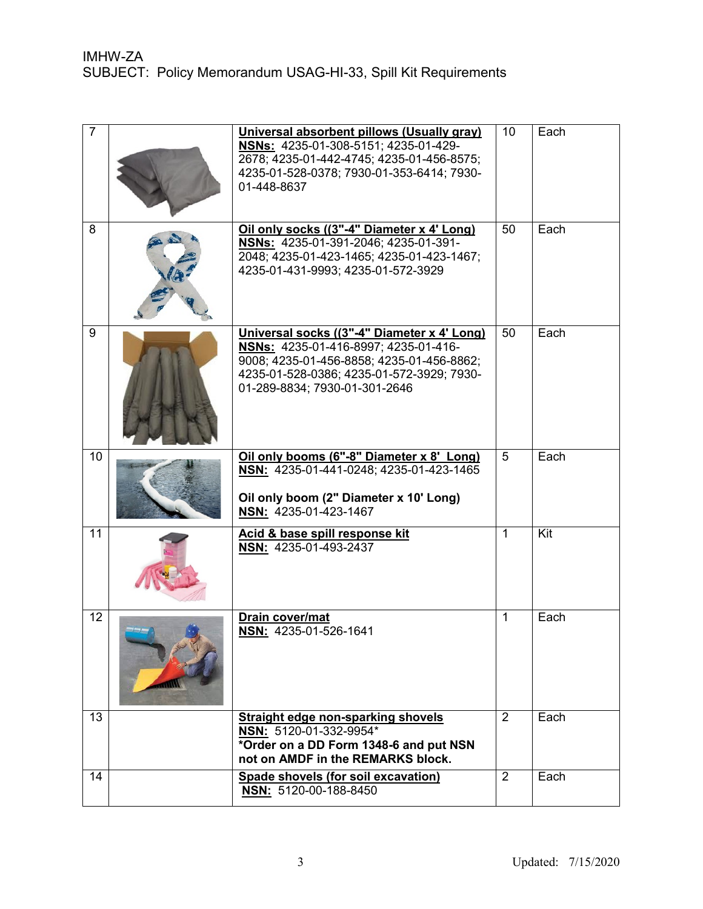IMHW-ZA
SUBJECT: Policy Memorandum USAG-HI-33, Spill Kit Requirements

| | | | | |
|---|---|---|---|---|
| 7 | | **Universal absorbent pillows (Usually gray)**<br>**NSNs:** 4235-01-308-5151; 4235-01-429-2678; 4235-01-442-4745; 4235-01-456-8575; 4235-01-528-0378; 7930-01-353-6414; 7930-01-448-8637 | 10 | Each |
| 8 | | **Oil only socks ((3"-4" Diameter x 4' Long)**<br>**NSNs:** 4235-01-391-2046; 4235-01-391-2048; 4235-01-423-1465; 4235-01-423-1467; 4235-01-431-9993; 4235-01-572-3929 | 50 | Each |
| 9 | | **Universal socks ((3"-4" Diameter x 4' Long)**<br>**NSNs:** 4235-01-416-8997; 4235-01-416-9008; 4235-01-456-8858; 4235-01-456-8862; 4235-01-528-0386; 4235-01-572-3929; 7930-01-289-8834; 7930-01-301-2646 | 50 | Each |
| 10 | | **Oil only booms (6"-8" Diameter x 8' Long)**<br>**NSN:** 4235-01-441-0248; 4235-01-423-1465<br><br>**Oil only boom (2" Diameter x 10' Long)**<br>**NSN:** 4235-01-423-1467 | 5 | Each |
| 11 | | **Acid & base spill response kit**<br>**NSN:** 4235-01-493-2437 | 1 | Kit |
| 12 | | **Drain cover/mat**<br>**NSN:** 4235-01-526-1641 | 1 | Each |
| 13 | | **Straight edge non-sparking shovels**<br>**NSN:** 5120-01-332-9954*<br>**\*Order on a DD Form 1348-6 and put NSN not on AMDF in the REMARKS block.** | 2 | Each |
| 14 | | **Spade shovels (for soil excavation)**<br>**NSN:** 5120-00-188-8450 | 2 | Each |

Updated: 7/15/2020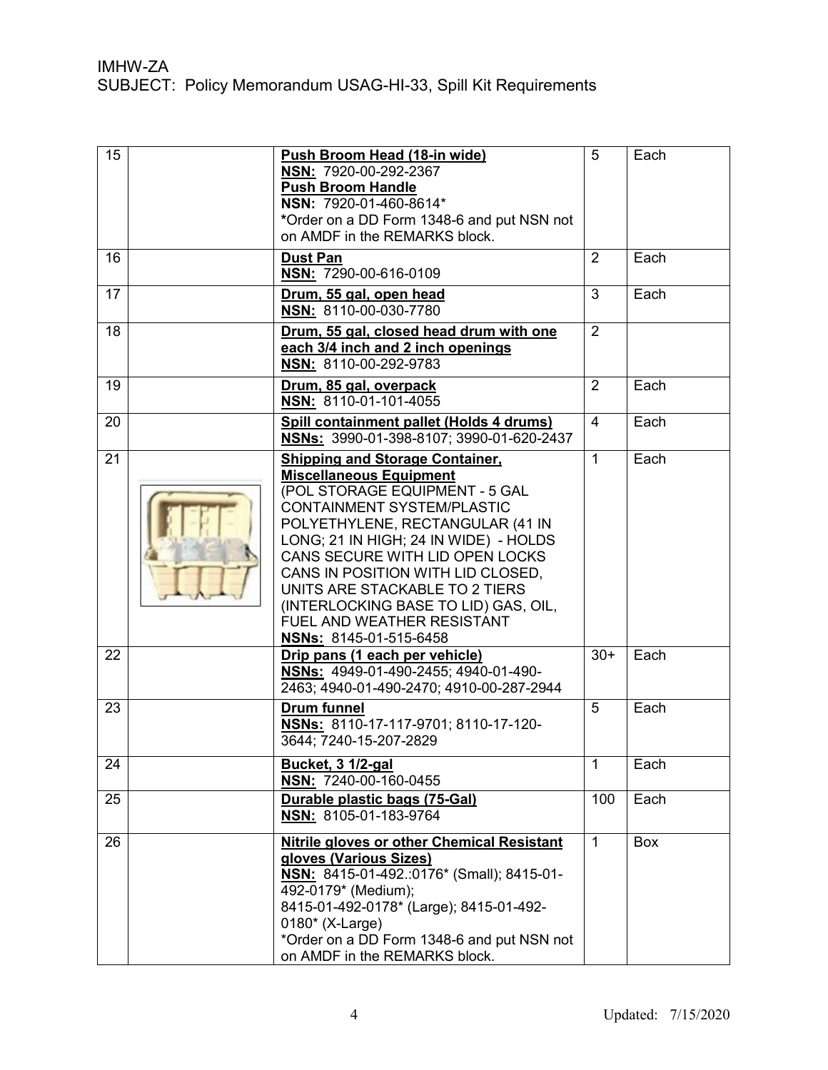IMHW-ZA
SUBJECT: Policy Memorandum USAG-HI-33, Spill Kit Requirements

| | | | | |
|---|---|---|---|---|
| 15 | | **Push Broom Head (18-in wide)**<br>**NSN:** 7920-00-292-2367<br>**Push Broom Handle**<br>**NSN:** 7920-01-460-8614*<br>*Order on a DD Form 1348-6 and put NSN not on AMDF in the REMARKS block. | 5 | Each |
| 16 | | **Dust Pan**<br>**NSN:** 7290-00-616-0109 | 2 | Each |
| 17 | | **Drum, 55 gal, open head**<br>**NSN:** 8110-00-030-7780 | 3 | Each |
| 18 | | **Drum, 55 gal, closed head drum with one each 3/4 inch and 2 inch openings**<br>**NSN:** 8110-00-292-9783 | 2 | |
| 19 | | **Drum, 85 gal, overpack**<br>**NSN:** 8110-01-101-4055 | 2 | Each |
| 20 | | **Spill containment pallet (Holds 4 drums)**<br>**NSNs:** 3990-01-398-8107; 3990-01-620-2437 | 4 | Each |
| 21 | | **Shipping and Storage Container, Miscellaneous Equipment**<br>(POL STORAGE EQUIPMENT - 5 GAL CONTAINMENT SYSTEM/PLASTIC POLYETHYLENE, RECTANGULAR (41 IN LONG; 21 IN HIGH; 24 IN WIDE) - HOLDS CANS SECURE WITH LID OPEN LOCKS CANS IN POSITION WITH LID CLOSED, UNITS ARE STACKABLE TO 2 TIERS (INTERLOCKING BASE TO LID) GAS, OIL, FUEL AND WEATHER RESISTANT<br>**NSNs:** 8145-01-515-6458 | 1 | Each |
| 22 | | **Drip pans (1 each per vehicle)**<br>**NSNs:** 4949-01-490-2455; 4940-01-490-2463; 4940-01-490-2470; 4910-00-287-2944 | 30+ | Each |
| 23 | | **Drum funnel**<br>**NSNs:** 8110-17-117-9701; 8110-17-120-3644; 7240-15-207-2829 | 5 | Each |
| 24 | | **Bucket, 3 1/2-gal**<br>**NSN:** 7240-00-160-0455 | 1 | Each |
| 25 | | **Durable plastic bags (75-Gal)**<br>**NSN:** 8105-01-183-9764 | 100 | Each |
| 26 | | **Nitrile gloves or other Chemical Resistant gloves (Various Sizes)**<br>**NSN:** 8415-01-492.:0176* (Small); 8415-01-492-0179* (Medium);<br>8415-01-492-0178* (Large); 8415-01-492-0180* (X-Large)<br>*Order on a DD Form 1348-6 and put NSN not on AMDF in the REMARKS block. | 1 | Box |

Updated: 7/15/2020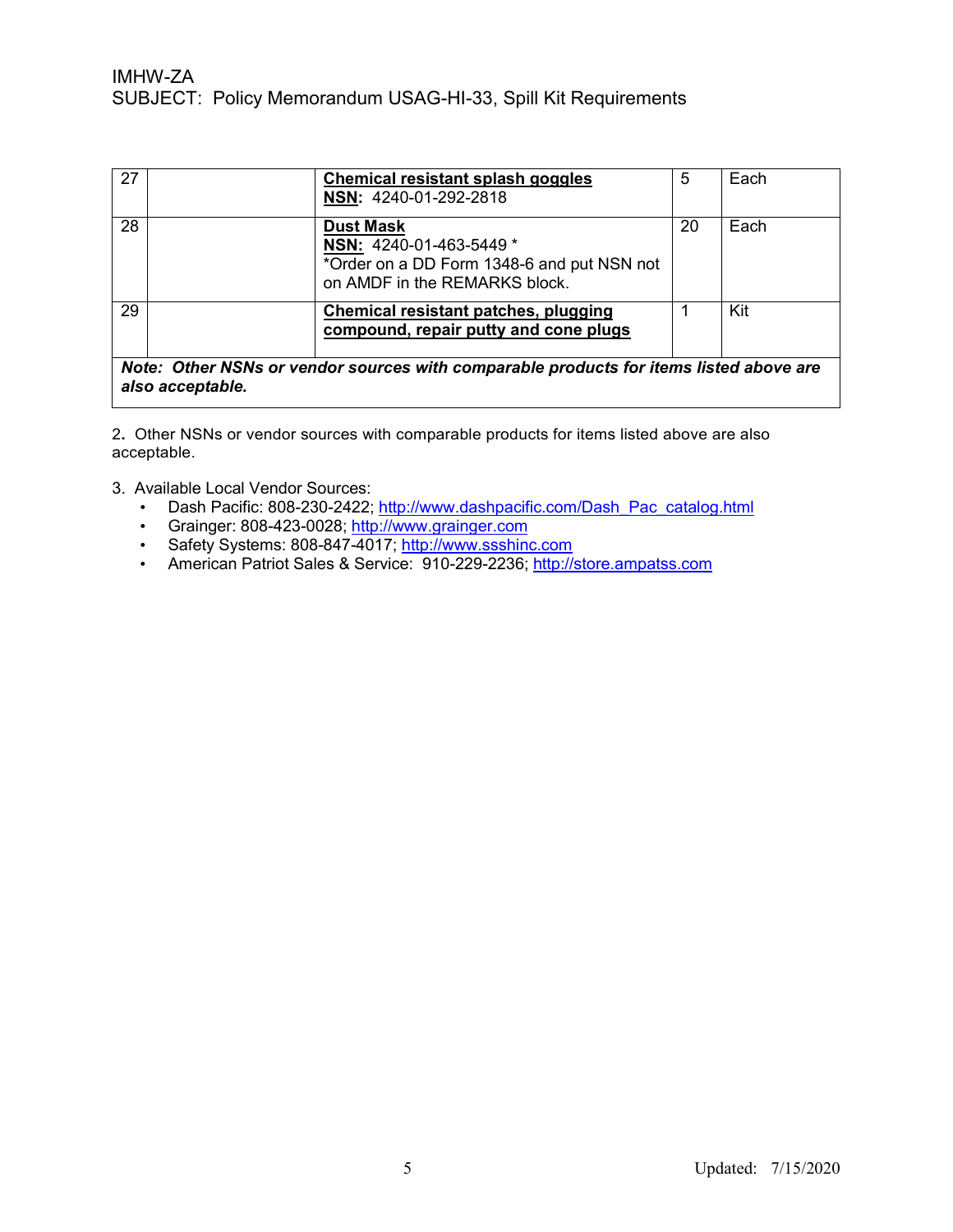| | | | | |
|---|---|---|---|---|
| 27 | | **Chemical resistant splash goggles**<br>**NSN:** 4240-01-292-2818 | 5 | Each |
| 28 | | **Dust Mask**<br>**NSN:** 4240-01-463-5449 *<br>*Order on a DD Form 1348-6 and put NSN not on AMDF in the REMARKS block. | 20 | Each |
| 29 | | **Chemical resistant patches, plugging compound, repair putty and cone plugs** | 1 | Kit |
| ***Note: Other NSNs or vendor sources with comparable products for items listed above are also acceptable.*** | | | | |

2. Other NSNs or vendor sources with comparable products for items listed above are also acceptable.

3. Available Local Vendor Sources:
   - Dash Pacific: 808-230-2422; http://www.dashpacific.com/Dash_Pac_catalog.html
   - Grainger: 808-423-0028; http://www.grainger.com
   - Safety Systems: 808-847-4017; http://www.ssshinc.com
   - American Patriot Sales & Service: 910-229-2236; http://store.ampatss.com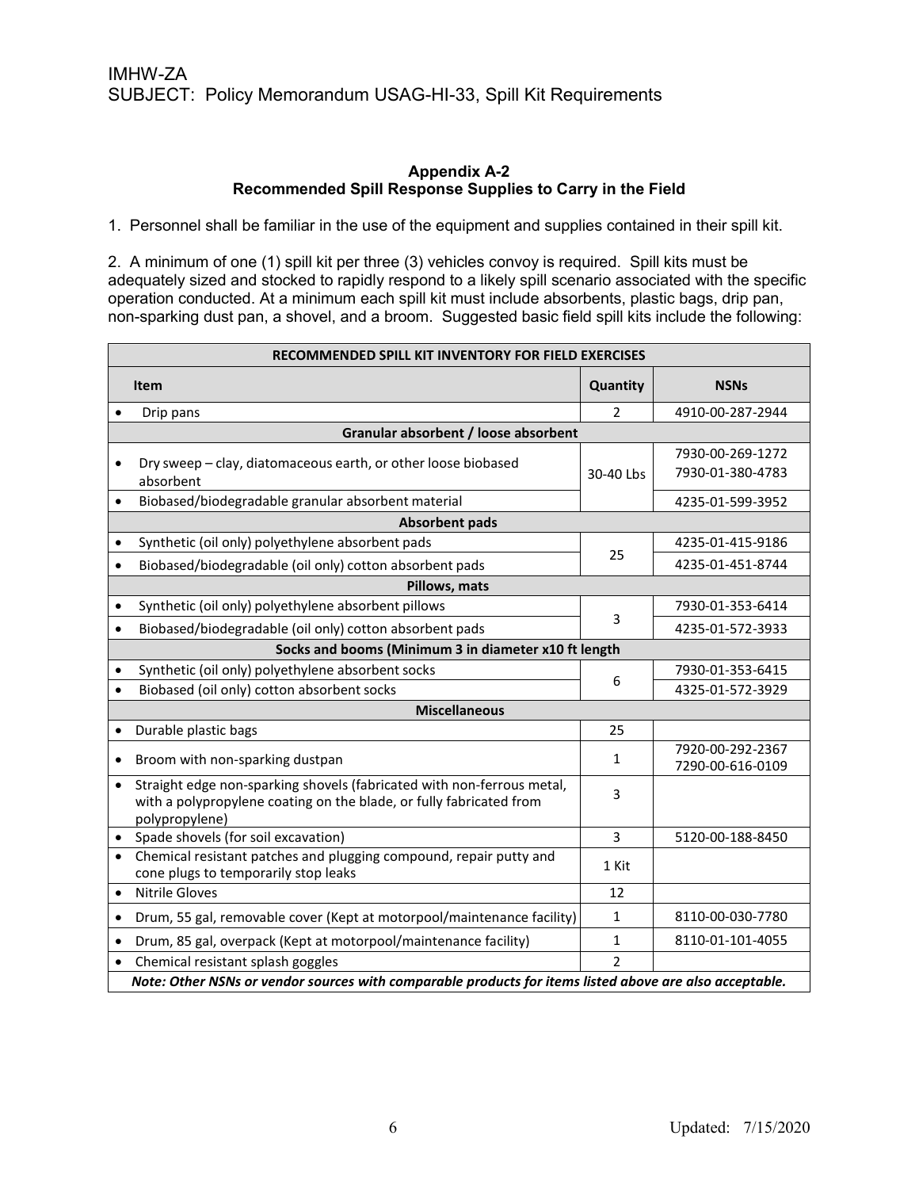IMHW-ZA
SUBJECT: Policy Memorandum USAG-HI-33, Spill Kit Requirements

**Appendix A-2**
**Recommended Spill Response Supplies to Carry in the Field**

1. Personnel shall be familiar in the use of the equipment and supplies contained in their spill kit.

2. A minimum of one (1) spill kit per three (3) vehicles convoy is required. Spill kits must be adequately sized and stocked to rapidly respond to a likely spill scenario associated with the specific operation conducted. At a minimum each spill kit must include absorbents, plastic bags, drip pan, non-sparking dust pan, a shovel, and a broom. Suggested basic field spill kits include the following:

| RECOMMENDED SPILL KIT INVENTORY FOR FIELD EXERCISES | | |
|---|---|---|
| **Item** | **Quantity** | **NSNs** |
| • Drip pans | 2 | 4910-00-287-2944 |
| **Granular absorbent / loose absorbent** | | |
| • Dry sweep – clay, diatomaceous earth, or other loose biobased absorbent | 30-40 Lbs | 7930-00-269-1272<br>7930-01-380-4783 |
| • Biobased/biodegradable granular absorbent material | | 4235-01-599-3952 |
| **Absorbent pads** | | |
| • Synthetic (oil only) polyethylene absorbent pads | 25 | 4235-01-415-9186 |
| • Biobased/biodegradable (oil only) cotton absorbent pads | | 4235-01-451-8744 |
| **Pillows, mats** | | |
| • Synthetic (oil only) polyethylene absorbent pillows | 3 | 7930-01-353-6414 |
| • Biobased/biodegradable (oil only) cotton absorbent pads | | 4235-01-572-3933 |
| **Socks and booms (Minimum 3 in diameter x10 ft length** | | |
| • Synthetic (oil only) polyethylene absorbent socks | 6 | 7930-01-353-6415 |
| • Biobased (oil only) cotton absorbent socks | | 4325-01-572-3929 |
| **Miscellaneous** | | |
| • Durable plastic bags | 25 | |
| • Broom with non-sparking dustpan | 1 | 7920-00-292-2367<br>7290-00-616-0109 |
| • Straight edge non-sparking shovels (fabricated with non-ferrous metal, with a polypropylene coating on the blade, or fully fabricated from polypropylene) | 3 | |
| • Spade shovels (for soil excavation) | 3 | 5120-00-188-8450 |
| • Chemical resistant patches and plugging compound, repair putty and cone plugs to temporarily stop leaks | 1 Kit | |
| • Nitrile Gloves | 12 | |
| • Drum, 55 gal, removable cover (Kept at motorpool/maintenance facility) | 1 | 8110-00-030-7780 |
| • Drum, 85 gal, overpack (Kept at motorpool/maintenance facility) | 1 | 8110-01-101-4055 |
| • Chemical resistant splash goggles | 2 | |
| ***Note: Other NSNs or vendor sources with comparable products for items listed above are also acceptable.*** | | |

Updated: 7/15/2020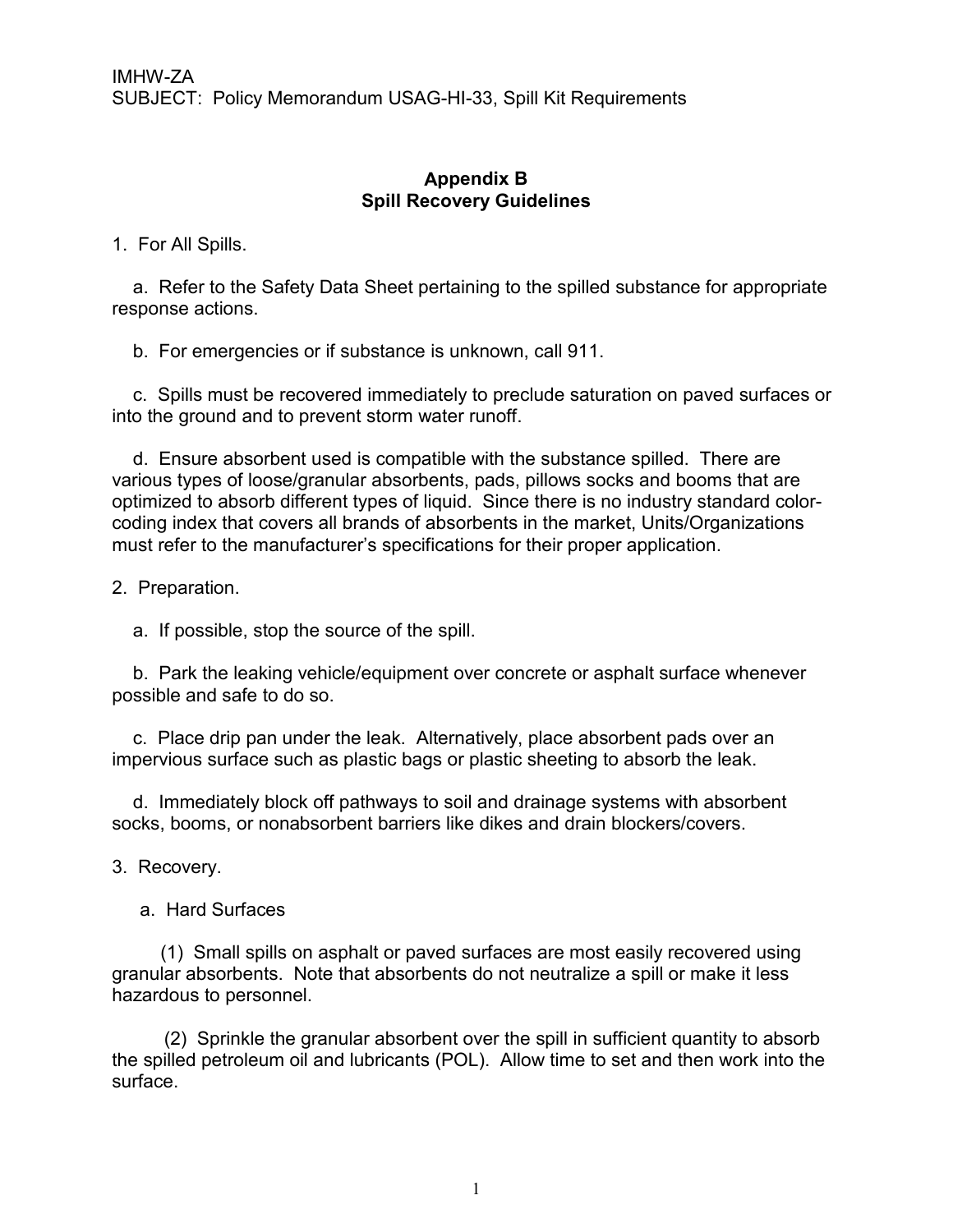IMHW-ZA
SUBJECT: Policy Memorandum USAG-HI-33, Spill Kit Requirements

## Appendix B
## Spill Recovery Guidelines

1. For All Spills.

   a. Refer to the Safety Data Sheet pertaining to the spilled substance for appropriate response actions.

   b. For emergencies or if substance is unknown, call 911.

   c. Spills must be recovered immediately to preclude saturation on paved surfaces or into the ground and to prevent storm water runoff.

   d. Ensure absorbent used is compatible with the substance spilled. There are various types of loose/granular absorbents, pads, pillows socks and booms that are optimized to absorb different types of liquid. Since there is no industry standard color-coding index that covers all brands of absorbents in the market, Units/Organizations must refer to the manufacturer's specifications for their proper application.

2. Preparation.

   a. If possible, stop the source of the spill.

   b. Park the leaking vehicle/equipment over concrete or asphalt surface whenever possible and safe to do so.

   c. Place drip pan under the leak. Alternatively, place absorbent pads over an impervious surface such as plastic bags or plastic sheeting to absorb the leak.

   d. Immediately block off pathways to soil and drainage systems with absorbent socks, booms, or nonabsorbent barriers like dikes and drain blockers/covers.

3. Recovery.

   a. Hard Surfaces

      (1) Small spills on asphalt or paved surfaces are most easily recovered using granular absorbents. Note that absorbents do not neutralize a spill or make it less hazardous to personnel.

      (2) Sprinkle the granular absorbent over the spill in sufficient quantity to absorb the spilled petroleum oil and lubricants (POL). Allow time to set and then work into the surface.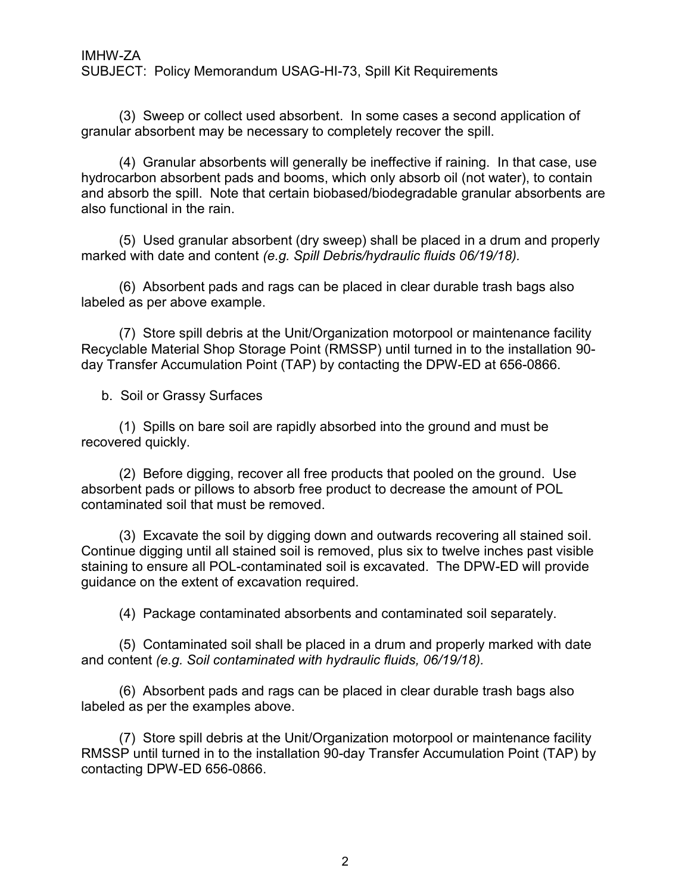(3) Sweep or collect used absorbent. In some cases a second application of granular absorbent may be necessary to completely recover the spill.

(4) Granular absorbents will generally be ineffective if raining. In that case, use hydrocarbon absorbent pads and booms, which only absorb oil (not water), to contain and absorb the spill. Note that certain biobased/biodegradable granular absorbents are also functional in the rain.

(5) Used granular absorbent (dry sweep) shall be placed in a drum and properly marked with date and content *(e.g. Spill Debris/hydraulic fluids 06/19/18).*

(6) Absorbent pads and rags can be placed in clear durable trash bags also labeled as per above example.

(7) Store spill debris at the Unit/Organization motorpool or maintenance facility Recyclable Material Shop Storage Point (RMSSP) until turned in to the installation 90-day Transfer Accumulation Point (TAP) by contacting the DPW-ED at 656-0866.

b. Soil or Grassy Surfaces

(1) Spills on bare soil are rapidly absorbed into the ground and must be recovered quickly.

(2) Before digging, recover all free products that pooled on the ground. Use absorbent pads or pillows to absorb free product to decrease the amount of POL contaminated soil that must be removed.

(3) Excavate the soil by digging down and outwards recovering all stained soil. Continue digging until all stained soil is removed, plus six to twelve inches past visible staining to ensure all POL-contaminated soil is excavated. The DPW-ED will provide guidance on the extent of excavation required.

(4) Package contaminated absorbents and contaminated soil separately.

(5) Contaminated soil shall be placed in a drum and properly marked with date and content *(e.g. Soil contaminated with hydraulic fluids, 06/19/18).*

(6) Absorbent pads and rags can be placed in clear durable trash bags also labeled as per the examples above.

(7) Store spill debris at the Unit/Organization motorpool or maintenance facility RMSSP until turned in to the installation 90-day Transfer Accumulation Point (TAP) by contacting DPW-ED 656-0866.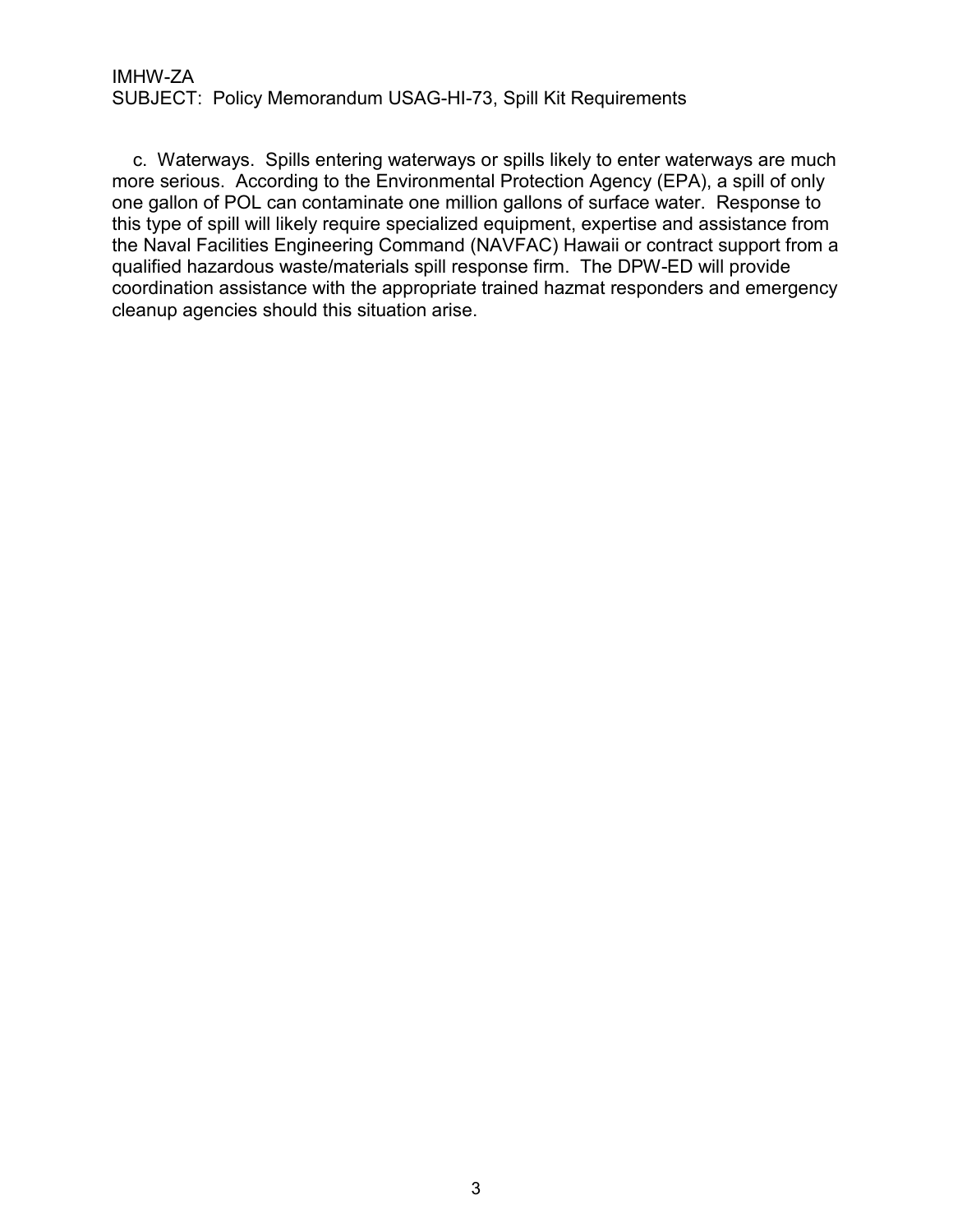c. Waterways. Spills entering waterways or spills likely to enter waterways are much more serious. According to the Environmental Protection Agency (EPA), a spill of only one gallon of POL can contaminate one million gallons of surface water. Response to this type of spill will likely require specialized equipment, expertise and assistance from the Naval Facilities Engineering Command (NAVFAC) Hawaii or contract support from a qualified hazardous waste/materials spill response firm. The DPW-ED will provide coordination assistance with the appropriate trained hazmat responders and emergency cleanup agencies should this situation arise.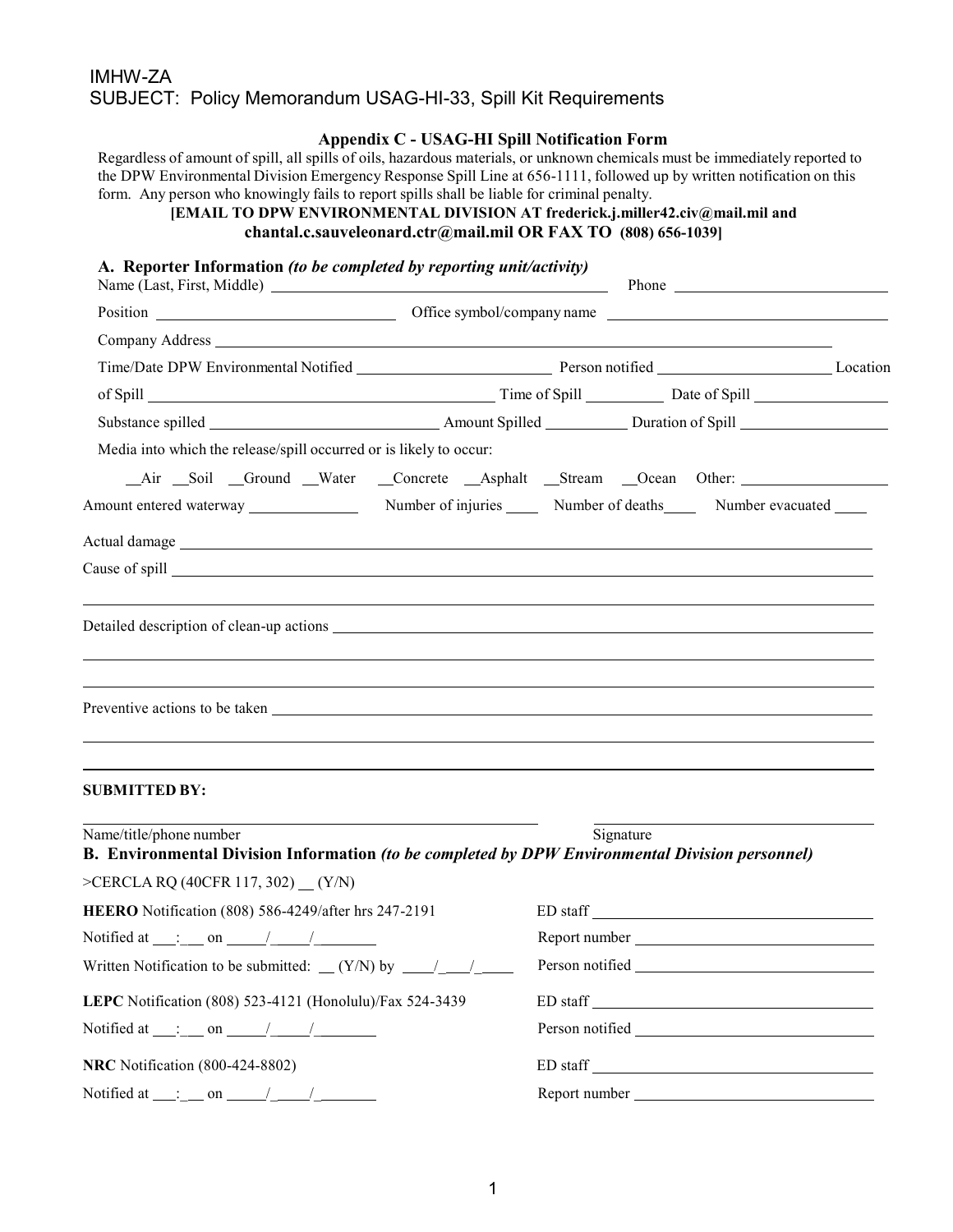IMHW-ZA
SUBJECT: Policy Memorandum USAG-HI-33, Spill Kit Requirements

### Appendix C - USAG-HI Spill Notification Form

Regardless of amount of spill, all spills of oils, hazardous materials, or unknown chemicals must be immediately reported to the DPW Environmental Division Emergency Response Spill Line at 656-1111, followed up by written notification on this form. Any person who knowingly fails to report spills shall be liable for criminal penalty.

**[EMAIL TO DPW ENVIRONMENTAL DIVISION AT frederick.j.miller42.civ@mail.mil and chantal.c.sauveleonard.ctr@mail.mil OR FAX TO (808) 656-1039]**

**A. Reporter Information** ***(to be completed by reporting unit/activity)***

Name (Last, First, Middle) ________________________ Phone ________________

Position ________________ Office symbol/company name ________________________

Company Address ____________________________________________

Time/Date DPW Environmental Notified ________________ Person notified ________________ Location of Spill ________________________ Time of Spill ________ Date of Spill ____________

Substance spilled ________________ Amount Spilled ________ Duration of Spill ____________

Media into which the release/spill occurred or is likely to occur:

__Air __Soil __Ground __Water __Concrete __Asphalt __Stream __Ocean Other: ____________

Amount entered waterway ________ Number of injuries ____ Number of deaths____ Number evacuated ____

Actual damage ____________________________________________

Cause of spill ____________________________________________

Detailed description of clean-up actions ____________________________________________

Preventive actions to be taken ____________________________________________

**SUBMITTED BY:**

Name/title/phone number ________________________ Signature ________________________

**B. Environmental Division Information** ***(to be completed by DPW Environmental Division personnel)***

>CERCLA RQ (40CFR 117, 302) __ (Y/N)

**HEERO** Notification (808) 586-4249/after hrs 247-2191 ED staff ________________

Notified at ___:___ on _____/_____/________ Report number ________________

Written Notification to be submitted: __ (Y/N) by ____/___/____ Person notified ________________

**LEPC** Notification (808) 523-4121 (Honolulu)/Fax 524-3439 ED staff ________________

Notified at ___:___ on _____/_____/________ Person notified ________________

**NRC** Notification (800-424-8802) ED staff ________________

Notified at ___:___ on _____/_____/________ Report number ________________